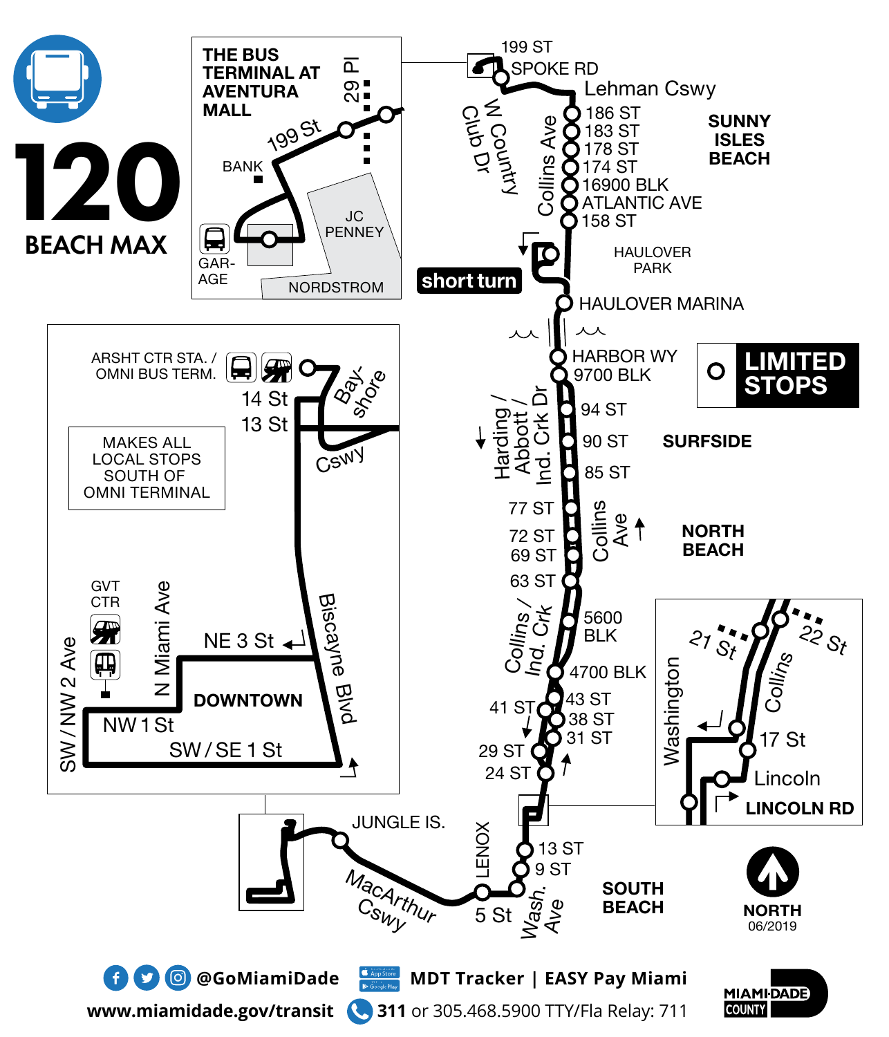# 120

## BEACH MAX

THE BUS TERMINAL AT AVENTURA MALL

29 Pl

199 St

BANK

JC PENNEY

GAR-AGE

NORDSTROM

199 ST

SPOKE RD

W Country Club Dr

Lehman Cswy

Collins Ave

186 ST

183 ST

178 ST

174 ST

16900 BLK

ATLANTIC AVE

158 ST

SUNNY ISLES BEACH

HAULOVER PARK

short turn

HAULOVER MARINA

HARBOR WY

9700 BLK

LIMITED STOPS

Harding / Abbott / Ind. Crk Dr

94 ST

90 ST

85 ST

SURFSIDE

77 ST

72 ST

69 ST

63 ST

Collins Ave

NORTH BEACH

Collins / Ind. Crk

5600 BLK

4700 BLK

43 ST

41 ST

38 ST

31 ST

29 ST

24 ST

ARSHT CTR STA. / OMNI BUS TERM.

14 St

13 St

Bayshore

Cswy

MAKES ALL LOCAL STOPS SOUTH OF OMNI TERMINAL

GVT CTR

N Miami Ave

NE 3 St

SW / NW 2 Ave

DOWNTOWN

NW 1 St

SW / SE 1 St

Biscayne Blvd

21 St

22 St

Washington

Collins

17 St

Lincoln

LINCOLN RD

JUNGLE IS.

MacArthur Cswy

LENOX

13 ST

9 ST

5 St

Wash. Ave

SOUTH BEACH

NORTH

06/2019

@GoMiamiDade

MDT Tracker | EASY Pay Miami

www.miamidade.gov/transit

311 or 305.468.5900 TTY/Fla Relay: 711

MIAMI-DADE COUNTY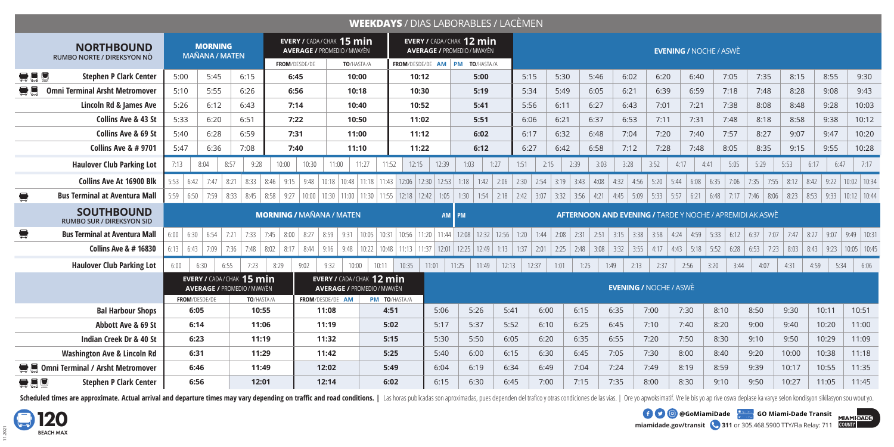# WEEKDAYS / DIAS LABORABLES / LACÈMEN

## NORTHBOUND
RUMBO NORTE / DIREKSYON NÒ

| NORTHBOUND | MORNING / MAÑANA / MATEN | | | EVERY / CADA / CHAK 15 min AVERAGE / PROMEDIO / MWAYÈN | | EVERY / CADA / CHAK 12 min AVERAGE / PROMEDIO / MWAYÈN | | EVENING / NOCHE / ASWÈ | | | | | | | | | | |
|---|---|---|---|---|---|---|---|---|---|---|---|---|---|---|---|---|---|---|
| | | | | FROM/DESDE/DE | TO/HASTA/A | FROM/DESDE/DE AM | PM TO/HASTA/A | | | | | | | | | | | |
| Stephen P Clark Center | 5:00 | 5:45 | 6:15 | 6:45 | 10:00 | 10:12 | 5:00 | 5:15 | 5:30 | 5:46 | 6:02 | 6:20 | 6:40 | 7:05 | 7:35 | 8:15 | 8:55 | 9:30 |
| Omni Terminal Arsht Metromover | 5:10 | 5:55 | 6:26 | 6:56 | 10:18 | 10:30 | 5:19 | 5:34 | 5:49 | 6:05 | 6:21 | 6:39 | 6:59 | 7:18 | 7:48 | 8:28 | 9:08 | 9:43 |
| Lincoln Rd & James Ave | 5:26 | 6:12 | 6:43 | 7:14 | 10:40 | 10:52 | 5:41 | 5:56 | 6:11 | 6:27 | 6:43 | 7:01 | 7:21 | 7:38 | 8:08 | 8:48 | 9:28 | 10:03 |
| Collins Ave & 43 St | 5:33 | 6:20 | 6:51 | 7:22 | 10:50 | 11:02 | 5:51 | 6:06 | 6:21 | 6:37 | 6:53 | 7:11 | 7:31 | 7:48 | 8:18 | 8:58 | 9:38 | 10:12 |
| Collins Ave & 69 St | 5:40 | 6:28 | 6:59 | 7:31 | 11:00 | 11:12 | 6:02 | 6:17 | 6:32 | 6:48 | 7:04 | 7:20 | 7:40 | 7:57 | 8:27 | 9:07 | 9:47 | 10:20 |
| Collins Ave & # 9701 | 5:47 | 6:36 | 7:08 | 7:40 | 11:10 | 11:22 | 6:12 | 6:27 | 6:42 | 6:58 | 7:12 | 7:28 | 7:48 | 8:05 | 8:35 | 9:15 | 9:55 | 10:28 |

| | | | | | | | | | | | | | | | | | | | | | | | | | | |
|---|---|---|---|---|---|---|---|---|---|---|---|---|---|---|---|---|---|---|---|---|---|---|---|---|---|---|
| Haulover Club Parking Lot | 7:13 | 8:04 | 8:57 | 9:28 | 10:00 | 10:30 | 11:00 | 11:27 | 11:52 | 12:15 | 12:39 | 1:03 | 1:27 | 1:51 | 2:15 | 2:39 | 3:03 | 3:28 | 3:52 | 4:17 | 4:41 | 5:05 | 5:29 | 5:53 | 6:17 | 6:47 | 7:17 |

| | | | | | | | | | | | | | | | | | | | | | | | | | | | | | | | | | | | | | |
|---|---|---|---|---|---|---|---|---|---|---|---|---|---|---|---|---|---|---|---|---|---|---|---|---|---|---|---|---|---|---|---|---|---|---|---|---|---|
| Collins Ave At 16900 Blk | 5:53 | 6:42 | 7:47 | 8:21 | 8:33 | 8:46 | 9:15 | 9:48 | 10:18 | 10:48 | 11:18 | 11:43 | 12:06 | 12:30 | 12:53 | 1:18 | 1:42 | 2:06 | 2:30 | 2:54 | 3:19 | 3:43 | 4:08 | 4:32 | 4:56 | 5:20 | 5:44 | 6:08 | 6:35 | 7:06 | 7:35 | 7:55 | 8:12 | 8:42 | 9:22 | 10:02 | 10:34 |
| Bus Terminal at Aventura Mall | 5:59 | 6:50 | 7:59 | 8:33 | 8:45 | 8:58 | 9:27 | 10:00 | 10:30 | 11:00 | 11:30 | 11:55 | 12:18 | 12:42 | 1:05 | 1:30 | 1:54 | 2:18 | 2:42 | 3:07 | 3:32 | 3:56 | 4:21 | 4:45 | 5:09 | 5:33 | 5:57 | 6:21 | 6:48 | 7:17 | 7:46 | 8:06 | 8:23 | 8:53 | 9:33 | 10:12 | 10:44 |

## SOUTHBOUND
RUMBO SUR / DIREKSYON SID

MORNING / MAÑANA / MATEN — AM | PM — AFTERNOON AND EVENING / TARDE Y NOCHE / APREMIDI AK ASWÈ

| | | | | | | | | | | | | | | | | | | | | | | | | | | | | | | | | | | | | | |
|---|---|---|---|---|---|---|---|---|---|---|---|---|---|---|---|---|---|---|---|---|---|---|---|---|---|---|---|---|---|---|---|---|---|---|---|---|---|
| Bus Terminal at Aventura Mall | 6:00 | 6:30 | 6:54 | 7:21 | 7:33 | 7:45 | 8:00 | 8:27 | 8:59 | 9:31 | 10:05 | 10:31 | 10:56 | 11:20 | 11:44 | 12:08 | 12:32 | 12:56 | 1:20 | 1:44 | 2:08 | 2:31 | 2:51 | 3:15 | 3:38 | 3:58 | 4:24 | 4:59 | 5:33 | 6:12 | 6:37 | 7:07 | 7:47 | 8:27 | 9:07 | 9:49 | 10:31 |
| Collins Ave & # 16830 | 6:13 | 6:43 | 7:09 | 7:36 | 7:48 | 8:02 | 8:17 | 8:44 | 9:16 | 9:48 | 10:22 | 10:48 | 11:13 | 11:37 | 12:01 | 12:25 | 12:49 | 1:13 | 1:37 | 2:01 | 2:25 | 2:48 | 3:08 | 3:32 | 3:55 | 4:17 | 4:43 | 5:18 | 5:52 | 6:28 | 6:53 | 7:23 | 8:03 | 8:43 | 9:23 | 10:05 | 10:45 |

| | | | | | | | | | | | | | | | | | | | | | | | | | | | |
|---|---|---|---|---|---|---|---|---|---|---|---|---|---|---|---|---|---|---|---|---|---|---|---|---|---|---|---|
| Haulover Club Parking Lot | 6:00 | 6:30 | 6:55 | 7:23 | 8:29 | 9:02 | 9:32 | 10:00 | 10:11 | 10:35 | 11:01 | 11:25 | 11:49 | 12:13 | 12:37 | 1:01 | 1:25 | 1:49 | 2:13 | 2:37 | 2:56 | 3:20 | 3:44 | 4:07 | 4:31 | 4:59 | 5:34 | 6:06 |

| | EVERY / CADA / CHAK 15 min AVERAGE / PROMEDIO / MWAYÈN | | EVERY / CADA / CHAK 12 min AVERAGE / PROMEDIO / MWAYÈN | | EVENING / NOCHE / ASWÈ | | | | | | | | | | | | |
|---|---|---|---|---|---|---|---|---|---|---|---|---|---|---|---|---|---|
| | FROM/DESDE/DE | TO/HASTA/A | FROM/DESDE/DE AM | PM TO/HASTA/A | | | | | | | | | | | | | |
| Bal Harbour Shops | 6:05 | 10:55 | 11:08 | 4:51 | 5:06 | 5:26 | 5:41 | 6:00 | 6:15 | 6:35 | 7:00 | 7:30 | 8:10 | 8:50 | 9:30 | 10:11 | 10:51 |
| Abbott Ave & 69 St | 6:14 | 11:06 | 11:19 | 5:02 | 5:17 | 5:37 | 5:52 | 6:10 | 6:25 | 6:45 | 7:10 | 7:40 | 8:20 | 9:00 | 9:40 | 10:20 | 11:00 |
| Indian Creek Dr & 40 St | 6:23 | 11:19 | 11:32 | 5:15 | 5:30 | 5:50 | 6:05 | 6:20 | 6:35 | 6:55 | 7:20 | 7:50 | 8:30 | 9:10 | 9:50 | 10:29 | 11:09 |
| Washington Ave & Lincoln Rd | 6:31 | 11:29 | 11:42 | 5:25 | 5:40 | 6:00 | 6:15 | 6:30 | 6:45 | 7:05 | 7:30 | 8:00 | 8:40 | 9:20 | 10:00 | 10:38 | 11:18 |
| Omni Terminal / Arsht Metromover | 6:46 | 11:49 | 12:02 | 5:49 | 6:04 | 6:19 | 6:34 | 6:49 | 7:04 | 7:24 | 7:49 | 8:19 | 8:59 | 9:39 | 10:17 | 10:55 | 11:35 |
| Stephen P Clark Center | 6:56 | 12:01 | 12:14 | 6:02 | 6:15 | 6:30 | 6:45 | 7:00 | 7:15 | 7:35 | 8:00 | 8:30 | 9:10 | 9:50 | 10:27 | 11:05 | 11:45 |

**Scheduled times are approximate. Actual arrival and departure times may vary depending on traffic and road conditions.** | Las horas publicadas son aproximadas, pues dependen del trafico y otras condiciones de las vias. | Ore yo apwoksimatif. Vre le bis yo ap rive oswa deplase ka varye selon kondisyon sikilasyon sou wout yo.

**120** BEACH MAX

11.2021

@GoMiamiDade GO Miami-Dade Transit

miamidade.gov/transit 311 or 305.468.5900 TTY/Fla Relay: 711

MIAMI-DADE COUNTY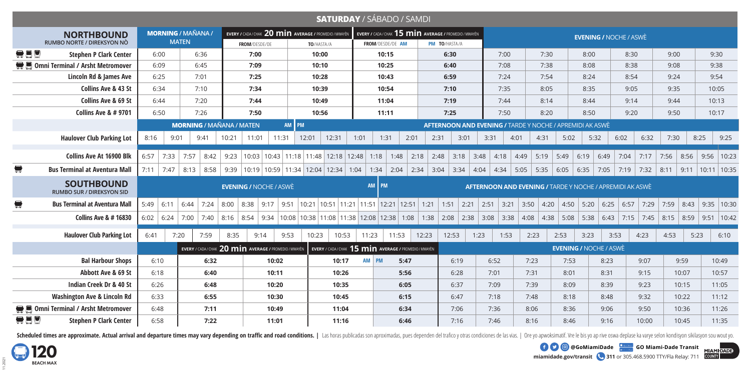# SATURDAY / SÁBADO / SAMDI

## NORTHBOUND — RUMBO NORTE / DIREKSYON NÒ

| | MORNING / MAÑANA / MATEN | | EVERY / CADA / CHAK 20 min AVERAGE / PROMEDIO / MWAYÈN FROM/DESDE/DE | TO/HASTA/A | EVERY / CADA / CHAK 15 min AVERAGE / PROMEDIO / MWAYÈN FROM/DESDE/DE AM | PM TO/HASTA/A | EVENING / NOCHE / ASWÈ | | | | | |
|---|---|---|---|---|---|---|---|---|---|---|---|---|
| **Stephen P Clark Center** | 6:00 | 6:36 | 7:00 | 10:00 | 10:15 | 6:30 | 7:00 | 7:30 | 8:00 | 8:30 | 9:00 | 9:30 |
| **Omni Terminal / Arsht Metromover** | 6:09 | 6:45 | 7:09 | 10:10 | 10:25 | 6:40 | 7:08 | 7:38 | 8:08 | 8:38 | 9:08 | 9:38 |
| **Lincoln Rd & James Ave** | 6:25 | 7:01 | 7:25 | 10:28 | 10:43 | 6:59 | 7:24 | 7:54 | 8:24 | 8:54 | 9:24 | 9:54 |
| **Collins Ave & 43 St** | 6:34 | 7:10 | 7:34 | 10:39 | 10:54 | 7:10 | 7:35 | 8:05 | 8:35 | 9:05 | 9:35 | 10:05 |
| **Collins Ave & 69 St** | 6:44 | 7:20 | 7:44 | 10:49 | 11:04 | 7:19 | 7:44 | 8:14 | 8:44 | 9:14 | 9:44 | 10:13 |
| **Collins Ave & # 9701** | 6:50 | 7:26 | 7:50 | 10:56 | 11:11 | 7:25 | 7:50 | 8:20 | 8:50 | 9:20 | 9:50 | 10:17 |

MORNING / MAÑANA / MATEN — AM | PM — AFTERNOON AND EVENING / TARDE Y NOCHE / APREMIDI AK ASWÈ

| | | | | | | | | | | | | | | | | | | | | | | | |
|---|---|---|---|---|---|---|---|---|---|---|---|---|---|---|---|---|---|---|---|---|---|---|---|
| **Haulover Club Parking Lot** | 8:16 | 9:01 | 9:41 | 10:21 | 11:01 | 11:31 | 12:01 | 12:31 | 1:01 | 1:31 | 2:01 | 2:31 | 3:01 | 3:31 | 4:01 | 4:31 | 5:02 | 5:32 | 6:02 | 6:32 | 7:30 | 8:25 | 9:25 |

| | | | | | | | | | | | | | | | | | | | | | | | | | | | | | |
|---|---|---|---|---|---|---|---|---|---|---|---|---|---|---|---|---|---|---|---|---|---|---|---|---|---|---|---|---|---|
| **Collins Ave At 16900 Blk** | 6:57 | 7:33 | 7:57 | 8:42 | 9:23 | 10:03 | 10:43 | 11:18 | 11:48 | 12:18 | 12:48 | 1:18 | 1:48 | 2:18 | 2:48 | 3:18 | 3:48 | 4:18 | 4:49 | 5:19 | 5:49 | 6:19 | 6:49 | 7:04 | 7:17 | 7:56 | 8:56 | 9:56 | 10:23 |
| **Bus Terminal at Aventura Mall** | 7:11 | 7:47 | 8:13 | 8:58 | 9:39 | 10:19 | 10:59 | 11:34 | 12:04 | 12:34 | 1:04 | 1:34 | 2:04 | 2:34 | 3:04 | 3:34 | 4:04 | 4:34 | 5:05 | 5:35 | 6:05 | 6:35 | 7:05 | 7:19 | 7:32 | 8:11 | 9:11 | 10:11 | 10:35 |

## SOUTHBOUND — RUMBO SUR / DIREKSYON SID

EVENING / NOCHE / ASWÈ — AM | PM — AFTERNOON AND EVENING / TARDE Y NOCHE / APREMIDI AK ASWÈ

| | | | | | | | | | | | | | | | | | | | | | | | | | | | | | | |
|---|---|---|---|---|---|---|---|---|---|---|---|---|---|---|---|---|---|---|---|---|---|---|---|---|---|---|---|---|---|---|
| **Bus Terminal at Aventura Mall** | 5:49 | 6:11 | 6:44 | 7:24 | 8:00 | 8:38 | 9:17 | 9:51 | 10:21 | 10:51 | 11:21 | 11:51 | 12:21 | 12:51 | 1:21 | 1:51 | 2:21 | 2:51 | 3:21 | 3:50 | 4:20 | 4:50 | 5:20 | 6:25 | 6:57 | 7:29 | 7:59 | 8:43 | 9:35 | 10:30 |
| **Collins Ave & # 16830** | 6:02 | 6:24 | 7:00 | 7:40 | 8:16 | 8:54 | 9:34 | 10:08 | 10:38 | 11:08 | 11:38 | 12:08 | 12:38 | 1:08 | 1:38 | 2:08 | 2:38 | 3:08 | 3:38 | 4:08 | 4:38 | 5:08 | 5:38 | 6:43 | 7:15 | 7:45 | 8:15 | 8:59 | 9:51 | 10:42 |

| | | | | | | | | | | | | | | | | | | | | | | |
|---|---|---|---|---|---|---|---|---|---|---|---|---|---|---|---|---|---|---|---|---|---|---|
| **Haulover Club Parking Lot** | 6:41 | 7:20 | 7:59 | 8:35 | 9:14 | 9:53 | 10:23 | 10:53 | 11:23 | 11:53 | 12:23 | 12:53 | 1:23 | 1:53 | 2:23 | 2:53 | 3:23 | 3:53 | 4:23 | 4:53 | 5:23 | 6:10 |

| | | EVERY / CADA / CHAK 20 min AVERAGE / PROMEDIO / MWAYÈN | | EVERY / CADA / CHAK 15 min AVERAGE / PROMEDIO / MWAYÈN AM | PM | EVENING / NOCHE / ASWÈ | | | | | | | |
|---|---|---|---|---|---|---|---|---|---|---|---|---|---|
| **Bal Harbour Shops** | 6:10 | 6:32 | 10:02 | 10:17 | 5:47 | 6:19 | 6:52 | 7:23 | 7:53 | 8:23 | 9:07 | 9:59 | 10:49 |
| **Abbott Ave & 69 St** | 6:18 | 6:40 | 10:11 | 10:26 | 5:56 | 6:28 | 7:01 | 7:31 | 8:01 | 8:31 | 9:15 | 10:07 | 10:57 |
| **Indian Creek Dr & 40 St** | 6:26 | 6:48 | 10:20 | 10:35 | 6:05 | 6:37 | 7:09 | 7:39 | 8:09 | 8:39 | 9:23 | 10:15 | 11:05 |
| **Washington Ave & Lincoln Rd** | 6:33 | 6:55 | 10:30 | 10:45 | 6:15 | 6:47 | 7:18 | 7:48 | 8:18 | 8:48 | 9:32 | 10:22 | 11:12 |
| **Omni Terminal / Arsht Metromover** | 6:48 | 7:11 | 10:49 | 11:04 | 6:34 | 7:06 | 7:36 | 8:06 | 8:36 | 9:06 | 9:50 | 10:36 | 11:26 |
| **Stephen P Clark Center** | 6:58 | 7:22 | 11:01 | 11:16 | 6:46 | 7:16 | 7:46 | 8:16 | 8:46 | 9:16 | 10:00 | 10:45 | 11:35 |

**Scheduled times are approximate. Actual arrival and departure times may vary depending on traffic and road conditions.** | Las horas publicadas son aproximadas, pues dependen del trafico y otras condiciones de las vias. | Ore yo apwoksimatif. Vre le bis yo ap rive oswa deplase ka varye selon kondisyon sikilasyon sou wout yo.

**120** BEACH MAX

@GoMiamiDade — GO Miami-Dade Transit — MIAMI-DADE COUNTY

miamidade.gov/transit — 311 or 305.468.5900 TTY/Fla Relay: 711

11.2021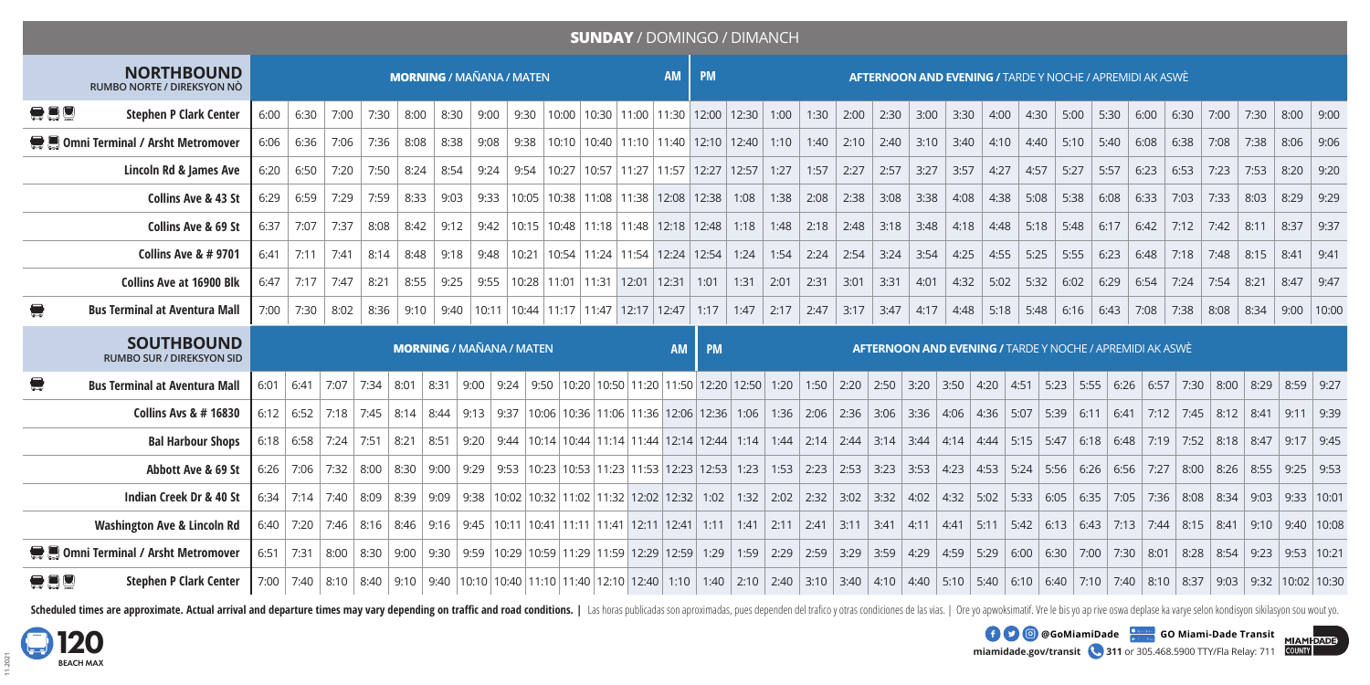## SUNDAY / DOMINGO / DIMANCH

| NORTHBOUND RUMBO NORTE / DIREKSYON NÒ | MORNING / MAÑANA / MATEN | | | | | | | | | | | AM | PM | AFTERNOON AND EVENING / TARDE Y NOCHE / APREMIDI AK ASWÈ | | | | | | | | | | | | | | | | | | | | |
|---|---|---|---|---|---|---|---|---|---|---|---|---|---|---|---|---|---|---|---|---|---|---|---|---|---|---|---|---|---|---|---|---|---|---|
| Stephen P Clark Center | 6:00 | 6:30 | 7:00 | 7:30 | 8:00 | 8:30 | 9:00 | 9:30 | 10:00 | 10:30 | 11:00 | 11:30 | 12:00 | 12:30 | 1:00 | 1:30 | 2:00 | 2:30 | 3:00 | 3:30 | 4:00 | 4:30 | 5:00 | 5:30 | 6:00 | 6:30 | 7:00 | 7:30 | 8:00 | 9:00 |
| Omni Terminal / Arsht Metromover | 6:06 | 6:36 | 7:06 | 7:36 | 8:08 | 8:38 | 9:08 | 9:38 | 10:10 | 10:40 | 11:10 | 11:40 | 12:10 | 12:40 | 1:10 | 1:40 | 2:10 | 2:40 | 3:10 | 3:40 | 4:10 | 4:40 | 5:10 | 5:40 | 6:08 | 6:38 | 7:08 | 7:38 | 8:06 | 9:06 |
| Lincoln Rd & James Ave | 6:20 | 6:50 | 7:20 | 7:50 | 8:24 | 8:54 | 9:24 | 9:54 | 10:27 | 10:57 | 11:27 | 11:57 | 12:27 | 12:57 | 1:27 | 1:57 | 2:27 | 2:57 | 3:27 | 3:57 | 4:27 | 4:57 | 5:27 | 5:57 | 6:23 | 6:53 | 7:23 | 7:53 | 8:20 | 9:20 |
| Collins Ave & 43 St | 6:29 | 6:59 | 7:29 | 7:59 | 8:33 | 9:03 | 9:33 | 10:05 | 10:38 | 11:08 | 11:38 | 12:08 | 12:38 | 1:08 | 1:38 | 2:08 | 2:38 | 3:08 | 3:38 | 4:08 | 4:38 | 5:08 | 5:38 | 6:08 | 6:33 | 7:03 | 7:33 | 8:03 | 8:29 | 9:29 |
| Collins Ave & 69 St | 6:37 | 7:07 | 7:37 | 8:08 | 8:42 | 9:12 | 9:42 | 10:15 | 10:48 | 11:18 | 11:48 | 12:18 | 12:48 | 1:18 | 1:48 | 2:18 | 2:48 | 3:18 | 3:48 | 4:18 | 4:48 | 5:18 | 5:48 | 6:17 | 6:42 | 7:12 | 7:42 | 8:11 | 8:37 | 9:37 |
| Collins Ave & # 9701 | 6:41 | 7:11 | 7:41 | 8:14 | 8:48 | 9:18 | 9:48 | 10:21 | 10:54 | 11:24 | 11:54 | 12:24 | 12:54 | 1:24 | 1:54 | 2:24 | 2:54 | 3:24 | 3:54 | 4:25 | 4:55 | 5:25 | 5:55 | 6:23 | 6:48 | 7:18 | 7:48 | 8:15 | 8:41 | 9:41 |
| Collins Ave at 16900 Blk | 6:47 | 7:17 | 7:47 | 8:21 | 8:55 | 9:25 | 9:55 | 10:28 | 11:01 | 11:31 | 12:01 | 12:31 | 1:01 | 1:31 | 2:01 | 2:31 | 3:01 | 3:31 | 4:01 | 4:32 | 5:02 | 5:32 | 6:02 | 6:29 | 6:54 | 7:24 | 7:54 | 8:21 | 8:47 | 9:47 |
| Bus Terminal at Aventura Mall | 7:00 | 7:30 | 8:02 | 8:36 | 9:10 | 9:40 | 10:11 | 10:44 | 11:17 | 11:47 | 12:17 | 12:47 | 1:17 | 1:47 | 2:17 | 2:47 | 3:17 | 3:47 | 4:17 | 4:48 | 5:18 | 5:48 | 6:16 | 6:43 | 7:08 | 7:38 | 8:08 | 8:34 | 9:00 | 10:00 |

| SOUTHBOUND RUMBO SUR / DIREKSYON SID | MORNING / MAÑANA / MATEN | | | | | | | | | | | | AM | PM | AFTERNOON AND EVENING / TARDE Y NOCHE / APREMIDI AK ASWÈ | | | | | | | | | | | | | | | | | | | |
|---|---|---|---|---|---|---|---|---|---|---|---|---|---|---|---|---|---|---|---|---|---|---|---|---|---|---|---|---|---|---|---|---|---|---|
| Bus Terminal at Aventura Mall | 6:01 | 6:41 | 7:07 | 7:34 | 8:01 | 8:31 | 9:00 | 9:24 | 9:50 | 10:20 | 10:50 | 11:20 | 11:50 | 12:20 | 12:50 | 1:20 | 1:50 | 2:20 | 2:50 | 3:20 | 3:50 | 4:20 | 4:51 | 5:23 | 5:55 | 6:26 | 6:57 | 7:30 | 8:00 | 8:29 | 8:59 | 9:27 |
| Collins Avs & # 16830 | 6:12 | 6:52 | 7:18 | 7:45 | 8:14 | 8:44 | 9:13 | 9:37 | 10:06 | 10:36 | 11:06 | 11:36 | 12:06 | 12:36 | 1:06 | 1:36 | 2:06 | 2:36 | 3:06 | 3:36 | 4:06 | 4:36 | 5:07 | 5:39 | 6:11 | 6:41 | 7:12 | 7:45 | 8:12 | 8:41 | 9:11 | 9:39 |
| Bal Harbour Shops | 6:18 | 6:58 | 7:24 | 7:51 | 8:21 | 8:51 | 9:20 | 9:44 | 10:14 | 10:44 | 11:14 | 11:44 | 12:14 | 12:44 | 1:14 | 1:44 | 2:14 | 2:44 | 3:14 | 3:44 | 4:14 | 4:44 | 5:15 | 5:47 | 6:18 | 6:48 | 7:19 | 7:52 | 8:18 | 8:47 | 9:17 | 9:45 |
| Abbott Ave & 69 St | 6:26 | 7:06 | 7:32 | 8:00 | 8:30 | 9:00 | 9:29 | 9:53 | 10:23 | 10:53 | 11:23 | 11:53 | 12:23 | 12:53 | 1:23 | 1:53 | 2:23 | 2:53 | 3:23 | 3:53 | 4:23 | 4:53 | 5:24 | 5:56 | 6:26 | 6:56 | 7:27 | 8:00 | 8:26 | 8:55 | 9:25 | 9:53 |
| Indian Creek Dr & 40 St | 6:34 | 7:14 | 7:40 | 8:09 | 8:39 | 9:09 | 9:38 | 10:02 | 10:32 | 11:02 | 11:32 | 12:02 | 12:32 | 1:02 | 1:32 | 2:02 | 2:32 | 3:02 | 3:32 | 4:02 | 4:32 | 5:02 | 5:33 | 6:05 | 6:35 | 7:05 | 7:36 | 8:08 | 8:34 | 9:03 | 9:33 | 10:01 |
| Washington Ave & Lincoln Rd | 6:40 | 7:20 | 7:46 | 8:16 | 8:46 | 9:16 | 9:45 | 10:11 | 10:41 | 11:11 | 11:41 | 12:11 | 12:41 | 1:11 | 1:41 | 2:11 | 2:41 | 3:11 | 3:41 | 4:11 | 4:41 | 5:11 | 5:42 | 6:13 | 6:43 | 7:13 | 7:44 | 8:15 | 8:41 | 9:10 | 9:40 | 10:08 |
| Omni Terminal / Arsht Metromover | 6:51 | 7:31 | 8:00 | 8:30 | 9:00 | 9:30 | 9:59 | 10:29 | 10:59 | 11:29 | 11:59 | 12:29 | 12:59 | 1:29 | 1:59 | 2:29 | 2:59 | 3:29 | 3:59 | 4:29 | 4:59 | 5:29 | 6:00 | 6:30 | 7:00 | 7:30 | 8:01 | 8:28 | 8:54 | 9:23 | 9:53 | 10:21 |
| Stephen P Clark Center | 7:00 | 7:40 | 8:10 | 8:40 | 9:10 | 9:40 | 10:10 | 10:40 | 11:10 | 11:40 | 12:10 | 12:40 | 1:10 | 1:40 | 2:10 | 2:40 | 3:10 | 3:40 | 4:10 | 4:40 | 5:10 | 5:40 | 6:10 | 6:40 | 7:10 | 7:40 | 8:10 | 8:37 | 9:03 | 9:32 | 10:02 | 10:30 |

**Scheduled times are approximate. Actual arrival and departure times may vary depending on traffic and road conditions.** | Las horas publicadas son aproximadas, pues dependen del trafico y otras condiciones de las vias. | Ore yo apwoksimatif. Vre le bis yo ap rive oswa deplase ka varye selon kondisyon sikilasyon sou wout yo.

**120** BEACH MAX

@GoMiamiDade GO Miami-Dade Transit

miamidade.gov/transit 311 or 305.468.5900 TTY/Fla Relay: 711

MIAMI-DADE COUNTY

11.2021